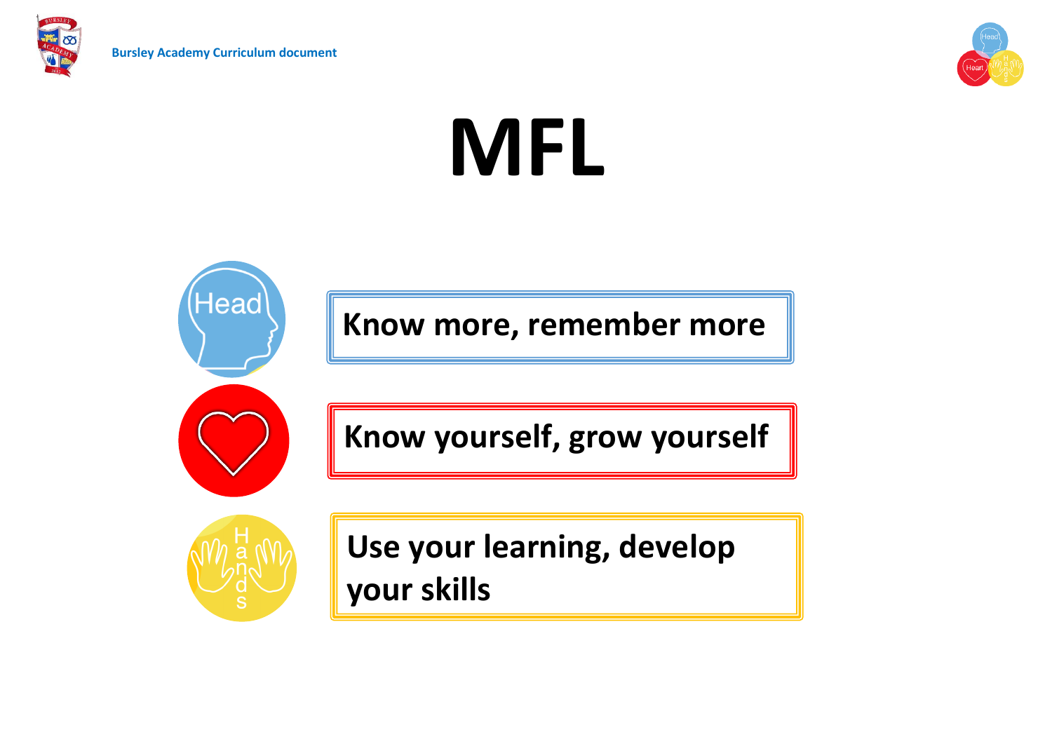Bursley Academy Curriculum document

# MFL

Head — Know more, remember more

Heart — Know yourself, grow yourself

Hands — Use your learning, develop your skills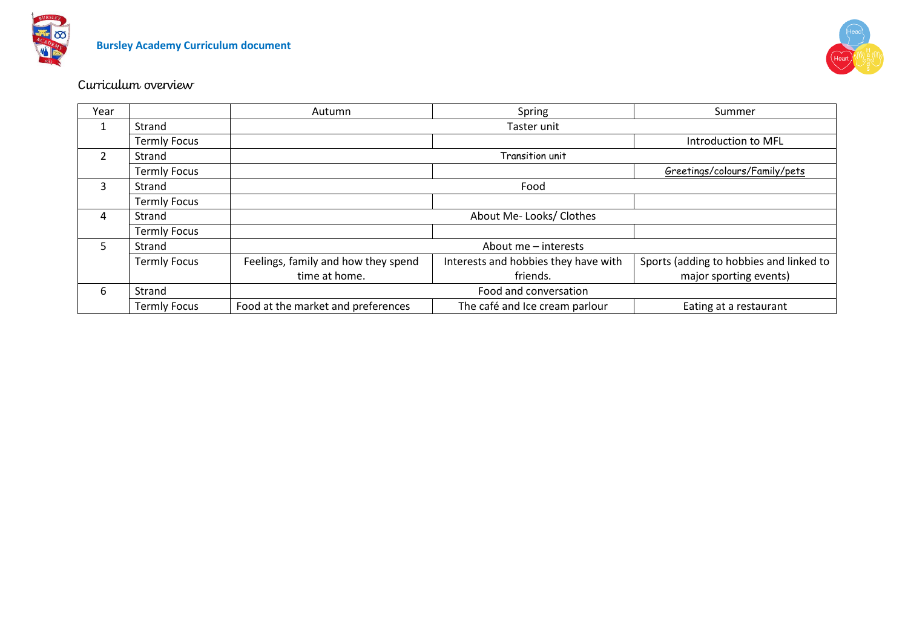Bursley Academy Curriculum document

## Curriculum overview

| Year | | Autumn | Spring | Summer |
|---|---|---|---|---|
| 1 | Strand | Taster unit | | |
| | Termly Focus | | | Introduction to MFL |
| 2 | Strand | Transition unit | | |
| | Termly Focus | | | Greetings/colours/Family/pets |
| 3 | Strand | Food | | |
| | Termly Focus | | | |
| 4 | Strand | About Me- Looks/ Clothes | | |
| | Termly Focus | | | |
| 5 | Strand | About me – interests | | |
| | Termly Focus | Feelings, family and how they spend time at home. | Interests and hobbies they have with friends. | Sports (adding to hobbies and linked to major sporting events) |
| 6 | Strand | Food and conversation | | |
| | Termly Focus | Food at the market and preferences | The café and Ice cream parlour | Eating at a restaurant |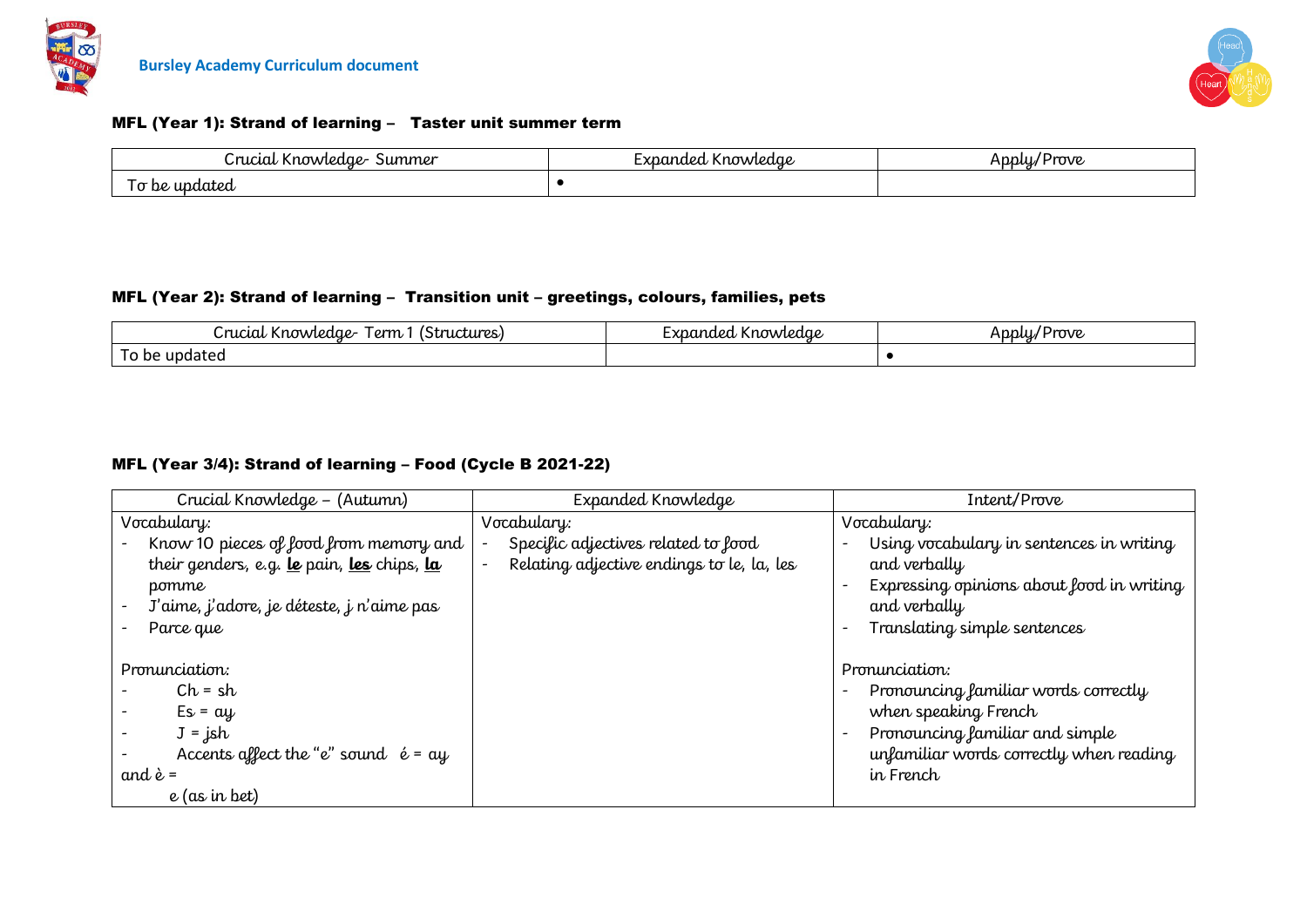### MFL (Year 1): Strand of learning – Taster unit summer term

| Crucial Knowledge- Summer | Expanded Knowledge | Apply/Prove |
|---|---|---|
| To be updated | • | |

### MFL (Year 2): Strand of learning – Transition unit – greetings, colours, families, pets

| Crucial Knowledge- Term 1 (Structures) | Expanded Knowledge | Apply/Prove |
|---|---|---|
| To be updated | | • |

### MFL (Year 3/4): Strand of learning – Food (Cycle B 2021-22)

| Crucial Knowledge – (Autumn) | Expanded Knowledge | Intent/Prove |
|---|---|---|
| Vocabulary:<br>- Know 10 pieces of food from memory and their genders, e.g. **le** pain, **les** chips, **la** pomme<br>- J'aime, j'adore, je déteste, j n'aime pas<br>- Parce que<br><br>Pronunciation:<br>- Ch = sh<br>- Es = ay<br>- J = jsh<br>- Accents affect the "e" sound é = ay and è = e (as in bet) | Vocabulary:<br>- Specific adjectives related to food<br>- Relating adjective endings to le, la, les | Vocabulary:<br>- Using vocabulary in sentences in writing and verbally<br>- Expressing opinions about food in writing and verbally<br>- Translating simple sentences<br><br>Pronunciation:<br>- Pronouncing familiar words correctly when speaking French<br>- Pronouncing familiar and simple unfamiliar words correctly when reading in French |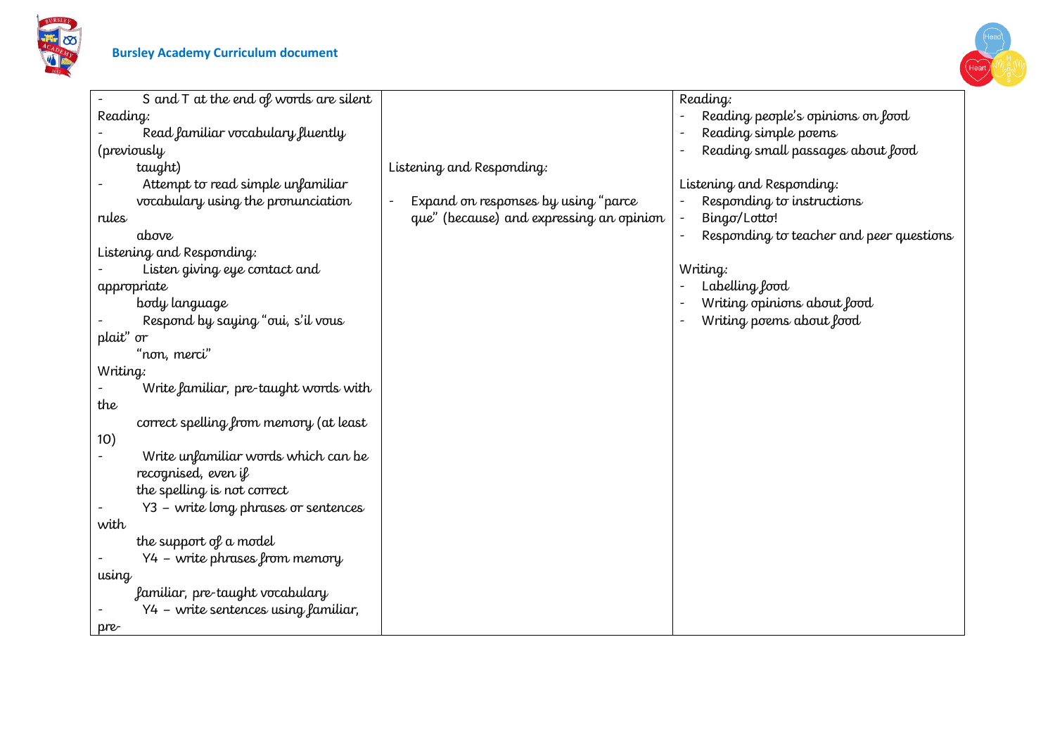| | | |
|---|---|---|
| - S and T at the end of words are silent<br>Reading:<br>- Read familiar vocabulary fluently (previously taught)<br>- Attempt to read simple unfamiliar vocabulary using the pronunciation rules above<br>Listening and Responding:<br>- Listen giving eye contact and appropriate body language<br>- Respond by saying "oui, s'il vous plait" or "non, merci"<br>Writing:<br>- Write familiar, pre-taught words with the correct spelling from memory (at least 10)<br>- Write unfamiliar words which can be recognised, even if the spelling is not correct<br>- Y3 – write long phrases or sentences with the support of a model<br>- Y4 – write phrases from memory using familiar, pre-taught vocabulary<br>- Y4 – write sentences using familiar, pre- | Listening and Responding:<br>- Expand on responses by using "parce que" (because) and expressing an opinion | Reading:<br>- Reading people's opinions on food<br>- Reading simple poems<br>- Reading small passages about food<br><br>Listening and Responding:<br>- Responding to instructions<br>- Bingo/Lotto!<br>- Responding to teacher and peer questions<br><br>Writing:<br>- Labelling food<br>- Writing opinions about food<br>- Writing poems about food |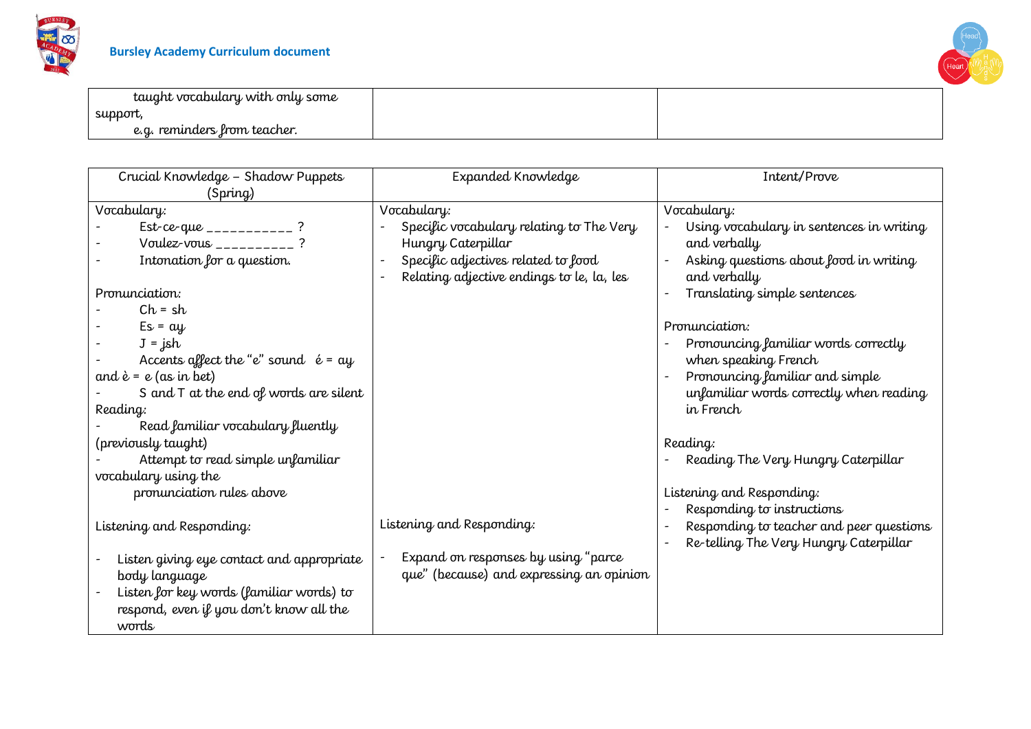| | | |
|---|---|---|
| taught vocabulary with only some support, e.g. reminders from teacher. | | |

| Crucial Knowledge – Shadow Puppets (Spring) | Expanded Knowledge | Intent/Prove |
|---|---|---|
| Vocabulary:<br>- Est-ce-que ___________ ?<br>- Voulez-vous __________ ?<br>- Intonation for a question.<br><br>Pronunciation:<br>- Ch = sh<br>- Es = ay<br>- J = jsh<br>- Accents affect the "e" sound é = ay and è = e (as in bet)<br>- S and T at the end of words are silent<br>Reading:<br>- Read familiar vocabulary fluently (previously taught)<br>- Attempt to read simple unfamiliar vocabulary using the pronunciation rules above<br><br>Listening and Responding:<br><br>- Listen giving eye contact and appropriate body language<br>- Listen for key words (familiar words) to respond, even if you don't know all the words | Vocabulary:<br>- Specific vocabulary relating to The Very Hungry Caterpillar<br>- Specific adjectives related to food<br>- Relating adjective endings to le, la, les<br><br>Listening and Responding:<br><br>- Expand on responses by using "parce que" (because) and expressing an opinion | Vocabulary:<br>- Using vocabulary in sentences in writing and verbally<br>- Asking questions about food in writing and verbally<br>- Translating simple sentences<br><br>Pronunciation:<br>- Pronouncing familiar words correctly when speaking French<br>- Pronouncing familiar and simple unfamiliar words correctly when reading in French<br><br>Reading:<br>- Reading The Very Hungry Caterpillar<br><br>Listening and Responding:<br>- Responding to instructions<br>- Responding to teacher and peer questions<br>- Re-telling The Very Hungry Caterpillar |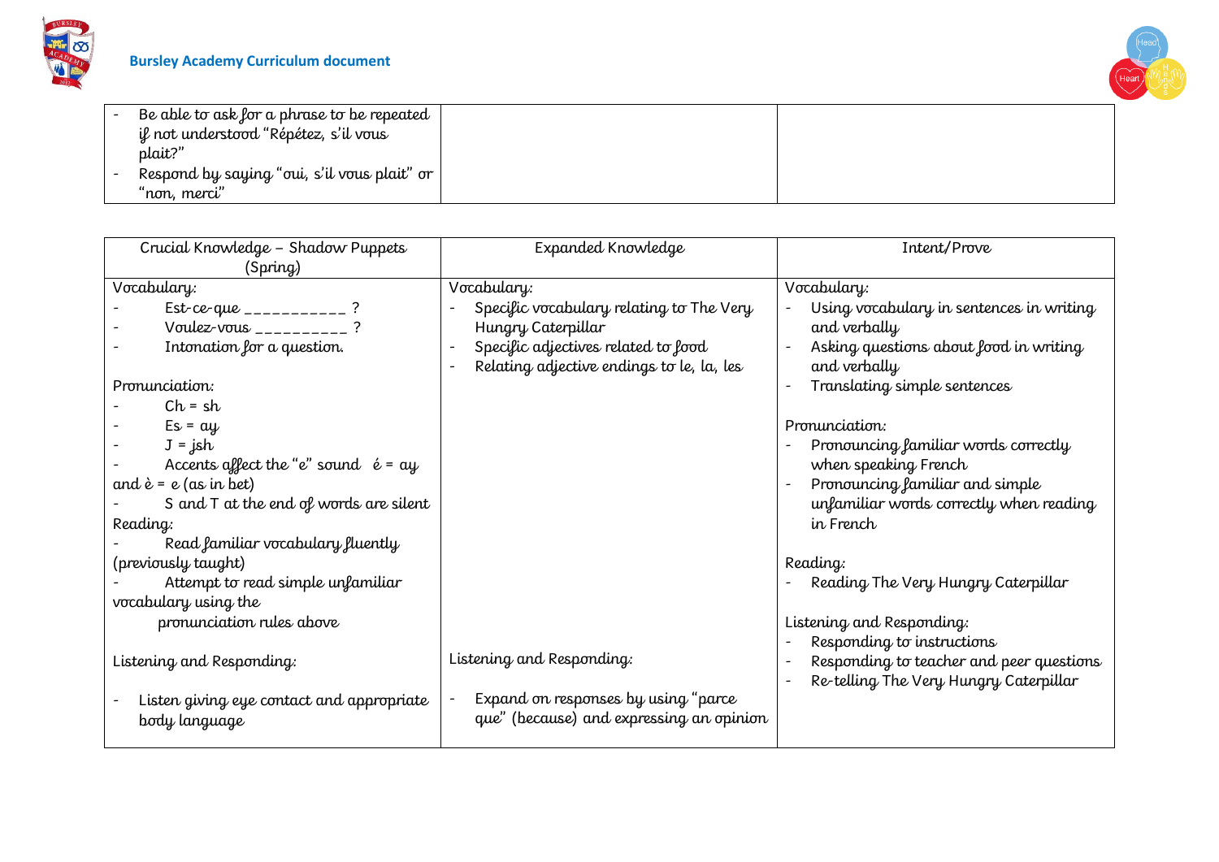| | | |
|---|---|---|
| - Be able to ask for a phrase to be repeated if not understood "Répétez, s'il vous plait?"<br>- Respond by saying "oui, s'il vous plait" or "non, merci" | | |

| Crucial Knowledge – Shadow Puppets (Spring) | Expanded Knowledge | Intent/Prove |
|---|---|---|
| Vocabulary:<br>- Est-ce-que ___________ ?<br>- Voulez-vous __________ ?<br>- Intonation for a question.<br><br>Pronunciation:<br>- Ch = sh<br>- Es = ay<br>- J = jsh<br>- Accents affect the "e" sound é = ay and è = e (as in bet)<br>- S and T at the end of words are silent<br>Reading:<br>- Read familiar vocabulary fluently (previously taught)<br>- Attempt to read simple unfamiliar vocabulary using the pronunciation rules above<br><br>Listening and Responding:<br><br>- Listen giving eye contact and appropriate body language | Vocabulary:<br>- Specific vocabulary relating to The Very Hungry Caterpillar<br>- Specific adjectives related to food<br>- Relating adjective endings to le, la, les<br><br>Listening and Responding:<br><br>- Expand on responses by using "parce que" (because) and expressing an opinion | Vocabulary:<br>- Using vocabulary in sentences in writing and verbally<br>- Asking questions about food in writing and verbally<br>- Translating simple sentences<br><br>Pronunciation:<br>- Pronouncing familiar words correctly when speaking French<br>- Pronouncing familiar and simple unfamiliar words correctly when reading in French<br><br>Reading:<br>- Reading The Very Hungry Caterpillar<br><br>Listening and Responding:<br>- Responding to instructions<br>- Responding to teacher and peer questions<br>- Re-telling The Very Hungry Caterpillar |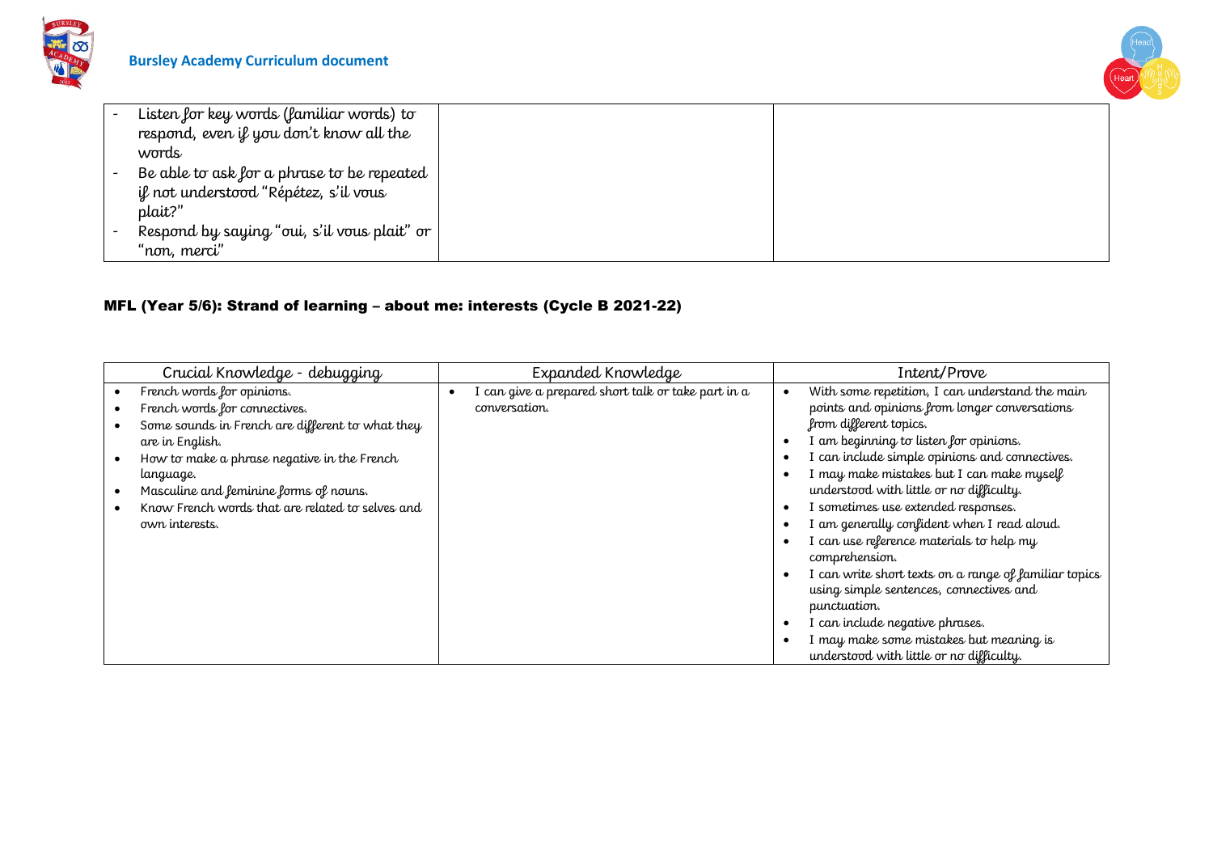| | | |
|---|---|---|
| - Listen for key words (familiar words) to respond, even if you don't know all the words<br>- Be able to ask for a phrase to be repeated if not understood "Répétez, s'il vous plait?"<br>- Respond by saying "oui, s'il vous plait" or "non, merci" | | |

## MFL (Year 5/6): Strand of learning – about me: interests (Cycle B 2021-22)

| Crucial Knowledge - debugging | Expanded Knowledge | Intent/Prove |
|---|---|---|
| • French words for opinions.<br>• French words for connectives.<br>• Some sounds in French are different to what they are in English.<br>• How to make a phrase negative in the French language.<br>• Masculine and feminine forms of nouns.<br>• Know French words that are related to selves and own interests. | • I can give a prepared short talk or take part in a conversation. | • With some repetition, I can understand the main points and opinions from longer conversations from different topics.<br>• I am beginning to listen for opinions.<br>• I can include simple opinions and connectives.<br>• I may make mistakes but I can make myself understood with little or no difficulty.<br>• I sometimes use extended responses.<br>• I am generally confident when I read aloud.<br>• I can use reference materials to help my comprehension.<br>• I can write short texts on a range of familiar topics using simple sentences, connectives and punctuation.<br>• I can include negative phrases.<br>• I may make some mistakes but meaning is understood with little or no difficulty. |